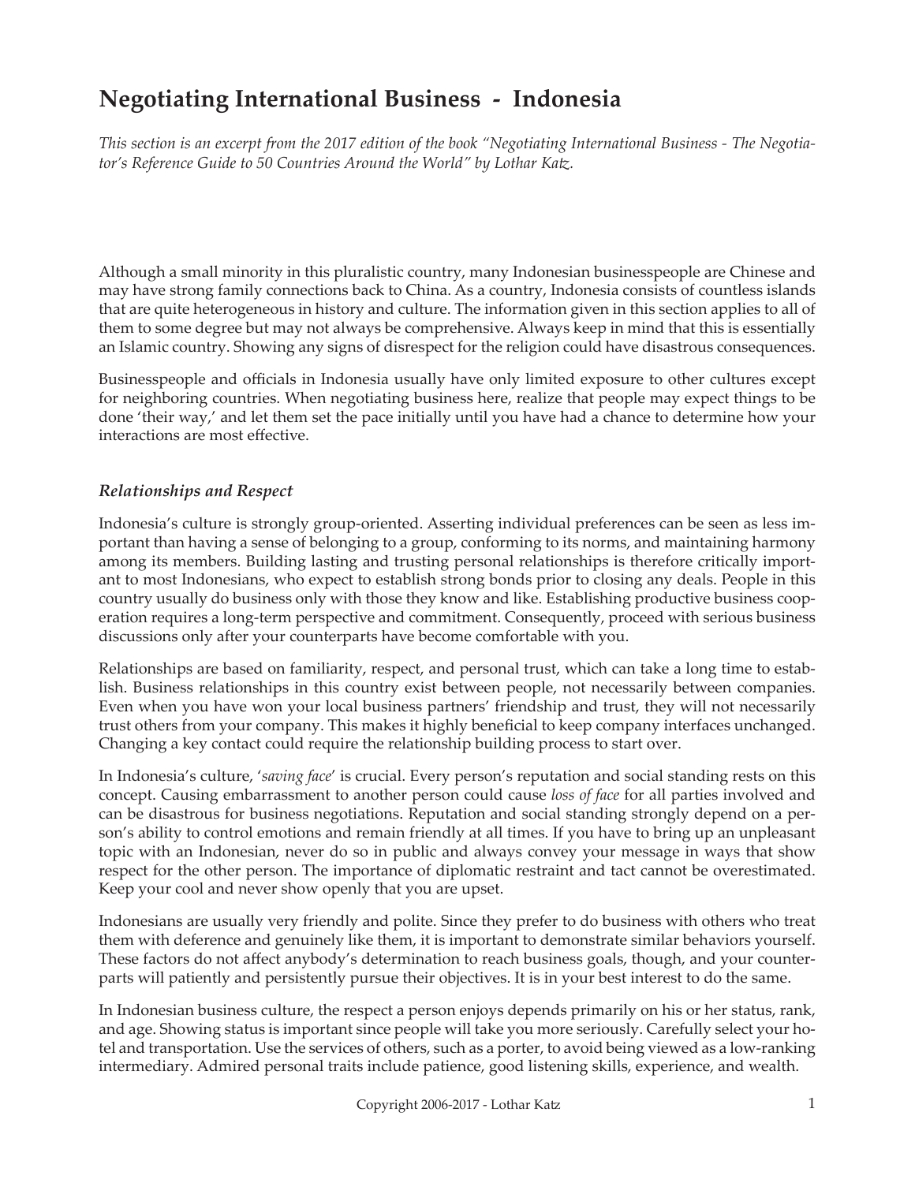# Negotiating International Business - Indonesia

*This section is an excerpt from the 2017 edition of the book "Negotiating International Business - The Negotiator's Reference Guide to 50 Countries Around the World" by Lothar Katz.*

Although a small minority in this pluralistic country, many Indonesian businesspeople are Chinese and may have strong family connections back to China. As a country, Indonesia consists of countless islands that are quite heterogeneous in history and culture. The information given in this section applies to all of them to some degree but may not always be comprehensive. Always keep in mind that this is essentially an Islamic country. Showing any signs of disrespect for the religion could have disastrous consequences.

Businesspeople and officials in Indonesia usually have only limited exposure to other cultures except for neighboring countries. When negotiating business here, realize that people may expect things to be done 'their way,' and let them set the pace initially until you have had a chance to determine how your interactions are most effective.

### *Relationships and Respect*

Indonesia's culture is strongly group-oriented. Asserting individual preferences can be seen as less important than having a sense of belonging to a group, conforming to its norms, and maintaining harmony among its members. Building lasting and trusting personal relationships is therefore critically important to most Indonesians, who expect to establish strong bonds prior to closing any deals. People in this country usually do business only with those they know and like. Establishing productive business cooperation requires a long-term perspective and commitment. Consequently, proceed with serious business discussions only after your counterparts have become comfortable with you.

Relationships are based on familiarity, respect, and personal trust, which can take a long time to establish. Business relationships in this country exist between people, not necessarily between companies. Even when you have won your local business partners' friendship and trust, they will not necessarily trust others from your company. This makes it highly beneficial to keep company interfaces unchanged. Changing a key contact could require the relationship building process to start over.

In Indonesia's culture, '*saving face*' is crucial. Every person's reputation and social standing rests on this concept. Causing embarrassment to another person could cause *loss of face* for all parties involved and can be disastrous for business negotiations. Reputation and social standing strongly depend on a person's ability to control emotions and remain friendly at all times. If you have to bring up an unpleasant topic with an Indonesian, never do so in public and always convey your message in ways that show respect for the other person. The importance of diplomatic restraint and tact cannot be overestimated. Keep your cool and never show openly that you are upset.

Indonesians are usually very friendly and polite. Since they prefer to do business with others who treat them with deference and genuinely like them, it is important to demonstrate similar behaviors yourself. These factors do not affect anybody's determination to reach business goals, though, and your counterparts will patiently and persistently pursue their objectives. It is in your best interest to do the same.

In Indonesian business culture, the respect a person enjoys depends primarily on his or her status, rank, and age. Showing status is important since people will take you more seriously. Carefully select your hotel and transportation. Use the services of others, such as a porter, to avoid being viewed as a low-ranking intermediary. Admired personal traits include patience, good listening skills, experience, and wealth.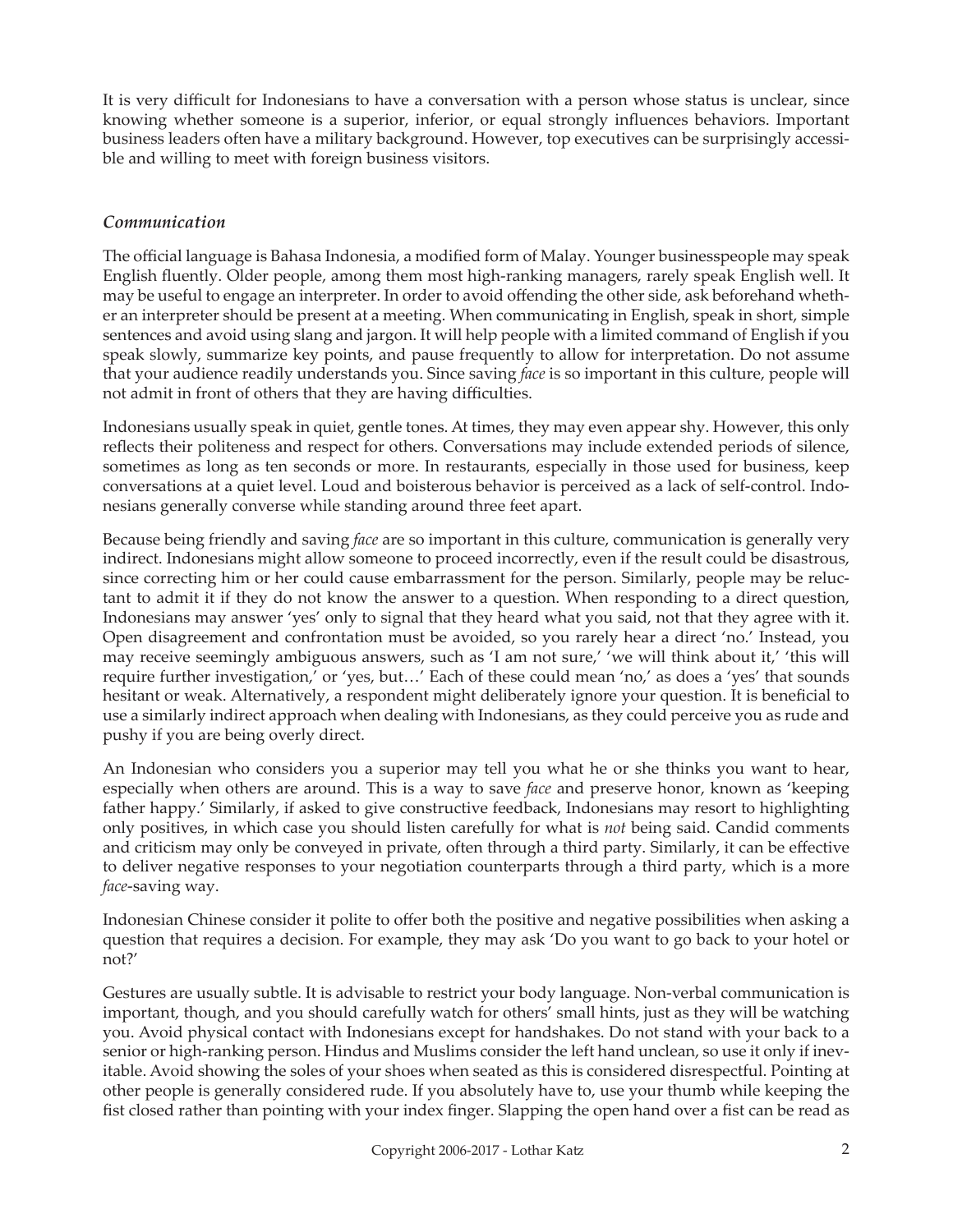It is very difficult for Indonesians to have a conversation with a person whose status is unclear, since knowing whether someone is a superior, inferior, or equal strongly influences behaviors. Important business leaders often have a military background. However, top executives can be surprisingly accessible and willing to meet with foreign business visitors.

### *Communication*

The official language is Bahasa Indonesia, a modified form of Malay. Younger businesspeople may speak English fluently. Older people, among them most high-ranking managers, rarely speak English well. It may be useful to engage an interpreter. In order to avoid offending the other side, ask beforehand whether an interpreter should be present at a meeting. When communicating in English, speak in short, simple sentences and avoid using slang and jargon. It will help people with a limited command of English if you speak slowly, summarize key points, and pause frequently to allow for interpretation. Do not assume that your audience readily understands you. Since saving *face* is so important in this culture, people will not admit in front of others that they are having difficulties.

Indonesians usually speak in quiet, gentle tones. At times, they may even appear shy. However, this only reflects their politeness and respect for others. Conversations may include extended periods of silence, sometimes as long as ten seconds or more. In restaurants, especially in those used for business, keep conversations at a quiet level. Loud and boisterous behavior is perceived as a lack of self-control. Indonesians generally converse while standing around three feet apart.

Because being friendly and saving *face* are so important in this culture, communication is generally very indirect. Indonesians might allow someone to proceed incorrectly, even if the result could be disastrous, since correcting him or her could cause embarrassment for the person. Similarly, people may be reluctant to admit it if they do not know the answer to a question. When responding to a direct question, Indonesians may answer 'yes' only to signal that they heard what you said, not that they agree with it. Open disagreement and confrontation must be avoided, so you rarely hear a direct 'no.' Instead, you may receive seemingly ambiguous answers, such as 'I am not sure,' 'we will think about it,' 'this will require further investigation,' or 'yes, but…' Each of these could mean 'no,' as does a 'yes' that sounds hesitant or weak. Alternatively, a respondent might deliberately ignore your question. It is beneficial to use a similarly indirect approach when dealing with Indonesians, as they could perceive you as rude and pushy if you are being overly direct.

An Indonesian who considers you a superior may tell you what he or she thinks you want to hear, especially when others are around. This is a way to save *face* and preserve honor, known as 'keeping father happy.' Similarly, if asked to give constructive feedback, Indonesians may resort to highlighting only positives, in which case you should listen carefully for what is *not* being said. Candid comments and criticism may only be conveyed in private, often through a third party. Similarly, it can be effective to deliver negative responses to your negotiation counterparts through a third party, which is a more *face*-saving way.

Indonesian Chinese consider it polite to offer both the positive and negative possibilities when asking a question that requires a decision. For example, they may ask 'Do you want to go back to your hotel or not?'

Gestures are usually subtle. It is advisable to restrict your body language. Non-verbal communication is important, though, and you should carefully watch for others' small hints, just as they will be watching you. Avoid physical contact with Indonesians except for handshakes. Do not stand with your back to a senior or high-ranking person. Hindus and Muslims consider the left hand unclean, so use it only if inevitable. Avoid showing the soles of your shoes when seated as this is considered disrespectful. Pointing at other people is generally considered rude. If you absolutely have to, use your thumb while keeping the fist closed rather than pointing with your index finger. Slapping the open hand over a fist can be read as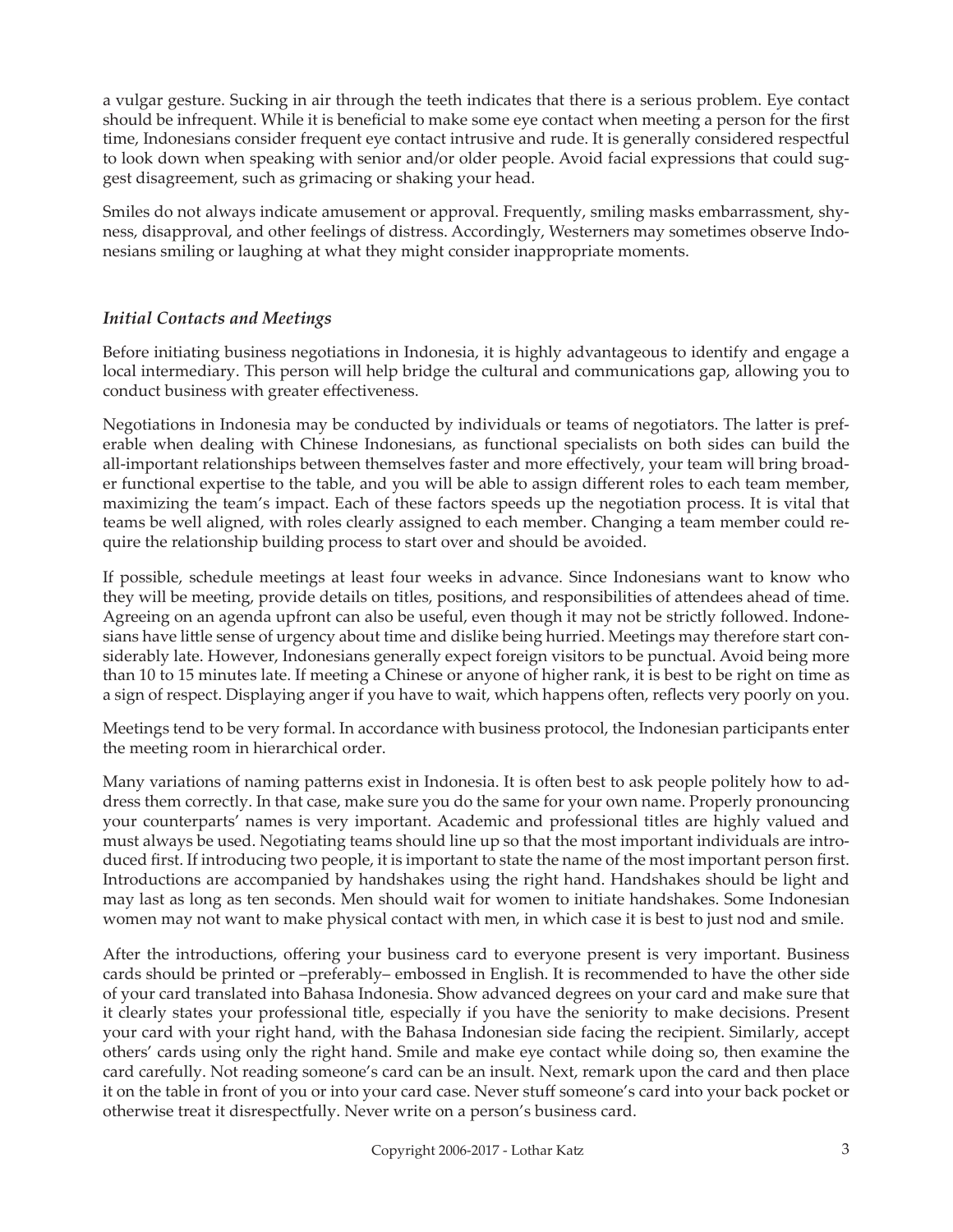a vulgar gesture. Sucking in air through the teeth indicates that there is a serious problem. Eye contact should be infrequent. While it is beneficial to make some eye contact when meeting a person for the first time, Indonesians consider frequent eye contact intrusive and rude. It is generally considered respectful to look down when speaking with senior and/or older people. Avoid facial expressions that could suggest disagreement, such as grimacing or shaking your head.

Smiles do not always indicate amusement or approval. Frequently, smiling masks embarrassment, shyness, disapproval, and other feelings of distress. Accordingly, Westerners may sometimes observe Indonesians smiling or laughing at what they might consider inappropriate moments.

### *Initial Contacts and Meetings*

Before initiating business negotiations in Indonesia, it is highly advantageous to identify and engage a local intermediary. This person will help bridge the cultural and communications gap, allowing you to conduct business with greater effectiveness.

Negotiations in Indonesia may be conducted by individuals or teams of negotiators. The latter is preferable when dealing with Chinese Indonesians, as functional specialists on both sides can build the all-important relationships between themselves faster and more effectively, your team will bring broader functional expertise to the table, and you will be able to assign different roles to each team member, maximizing the team's impact. Each of these factors speeds up the negotiation process. It is vital that teams be well aligned, with roles clearly assigned to each member. Changing a team member could require the relationship building process to start over and should be avoided.

If possible, schedule meetings at least four weeks in advance. Since Indonesians want to know who they will be meeting, provide details on titles, positions, and responsibilities of attendees ahead of time. Agreeing on an agenda upfront can also be useful, even though it may not be strictly followed. Indonesians have little sense of urgency about time and dislike being hurried. Meetings may therefore start considerably late. However, Indonesians generally expect foreign visitors to be punctual. Avoid being more than 10 to 15 minutes late. If meeting a Chinese or anyone of higher rank, it is best to be right on time as a sign of respect. Displaying anger if you have to wait, which happens often, reflects very poorly on you.

Meetings tend to be very formal. In accordance with business protocol, the Indonesian participants enter the meeting room in hierarchical order.

Many variations of naming patterns exist in Indonesia. It is often best to ask people politely how to address them correctly. In that case, make sure you do the same for your own name. Properly pronouncing your counterparts' names is very important. Academic and professional titles are highly valued and must always be used. Negotiating teams should line up so that the most important individuals are introduced first. If introducing two people, it is important to state the name of the most important person first. Introductions are accompanied by handshakes using the right hand. Handshakes should be light and may last as long as ten seconds. Men should wait for women to initiate handshakes. Some Indonesian women may not want to make physical contact with men, in which case it is best to just nod and smile.

After the introductions, offering your business card to everyone present is very important. Business cards should be printed or –preferably– embossed in English. It is recommended to have the other side of your card translated into Bahasa Indonesia. Show advanced degrees on your card and make sure that it clearly states your professional title, especially if you have the seniority to make decisions. Present your card with your right hand, with the Bahasa Indonesian side facing the recipient. Similarly, accept others' cards using only the right hand. Smile and make eye contact while doing so, then examine the card carefully. Not reading someone's card can be an insult. Next, remark upon the card and then place it on the table in front of you or into your card case. Never stuff someone's card into your back pocket or otherwise treat it disrespectfully. Never write on a person's business card.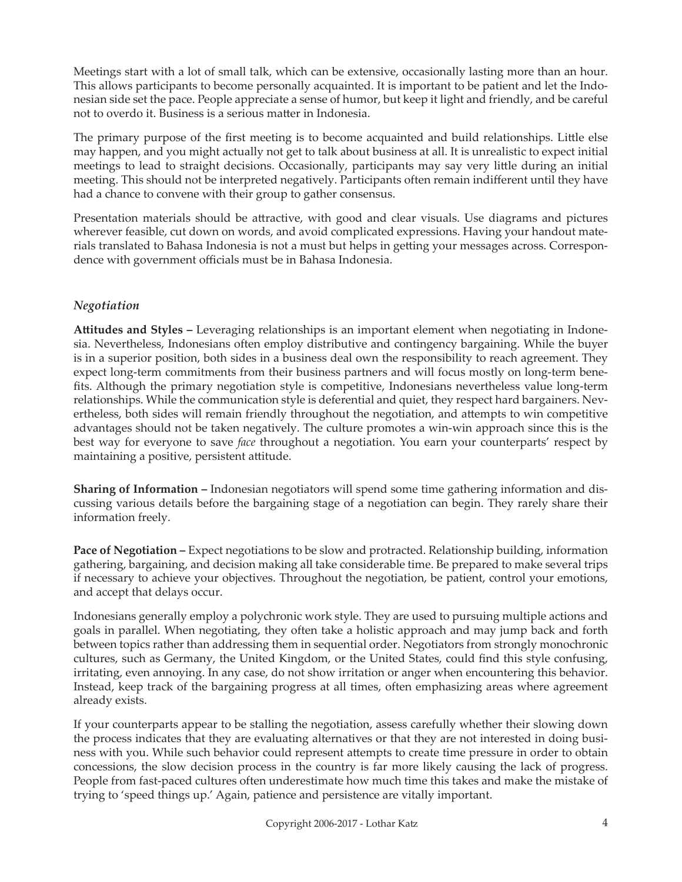Meetings start with a lot of small talk, which can be extensive, occasionally lasting more than an hour. This allows participants to become personally acquainted. It is important to be patient and let the Indonesian side set the pace. People appreciate a sense of humor, but keep it light and friendly, and be careful not to overdo it. Business is a serious matter in Indonesia.

The primary purpose of the first meeting is to become acquainted and build relationships. Little else may happen, and you might actually not get to talk about business at all. It is unrealistic to expect initial meetings to lead to straight decisions. Occasionally, participants may say very little during an initial meeting. This should not be interpreted negatively. Participants often remain indifferent until they have had a chance to convene with their group to gather consensus.

Presentation materials should be attractive, with good and clear visuals. Use diagrams and pictures wherever feasible, cut down on words, and avoid complicated expressions. Having your handout materials translated to Bahasa Indonesia is not a must but helps in getting your messages across. Correspondence with government officials must be in Bahasa Indonesia.

### *Negotiation*

**Attitudes and Styles –** Leveraging relationships is an important element when negotiating in Indonesia. Nevertheless, Indonesians often employ distributive and contingency bargaining. While the buyer is in a superior position, both sides in a business deal own the responsibility to reach agreement. They expect long-term commitments from their business partners and will focus mostly on long-term benefits. Although the primary negotiation style is competitive, Indonesians nevertheless value long-term relationships. While the communication style is deferential and quiet, they respect hard bargainers. Nevertheless, both sides will remain friendly throughout the negotiation, and attempts to win competitive advantages should not be taken negatively. The culture promotes a win-win approach since this is the best way for everyone to save *face* throughout a negotiation. You earn your counterparts' respect by maintaining a positive, persistent attitude.

**Sharing of Information –** Indonesian negotiators will spend some time gathering information and discussing various details before the bargaining stage of a negotiation can begin. They rarely share their information freely.

**Pace of Negotiation –** Expect negotiations to be slow and protracted. Relationship building, information gathering, bargaining, and decision making all take considerable time. Be prepared to make several trips if necessary to achieve your objectives. Throughout the negotiation, be patient, control your emotions, and accept that delays occur.

Indonesians generally employ a polychronic work style. They are used to pursuing multiple actions and goals in parallel. When negotiating, they often take a holistic approach and may jump back and forth between topics rather than addressing them in sequential order. Negotiators from strongly monochronic cultures, such as Germany, the United Kingdom, or the United States, could find this style confusing, irritating, even annoying. In any case, do not show irritation or anger when encountering this behavior. Instead, keep track of the bargaining progress at all times, often emphasizing areas where agreement already exists.

If your counterparts appear to be stalling the negotiation, assess carefully whether their slowing down the process indicates that they are evaluating alternatives or that they are not interested in doing business with you. While such behavior could represent attempts to create time pressure in order to obtain concessions, the slow decision process in the country is far more likely causing the lack of progress. People from fast-paced cultures often underestimate how much time this takes and make the mistake of trying to 'speed things up.' Again, patience and persistence are vitally important.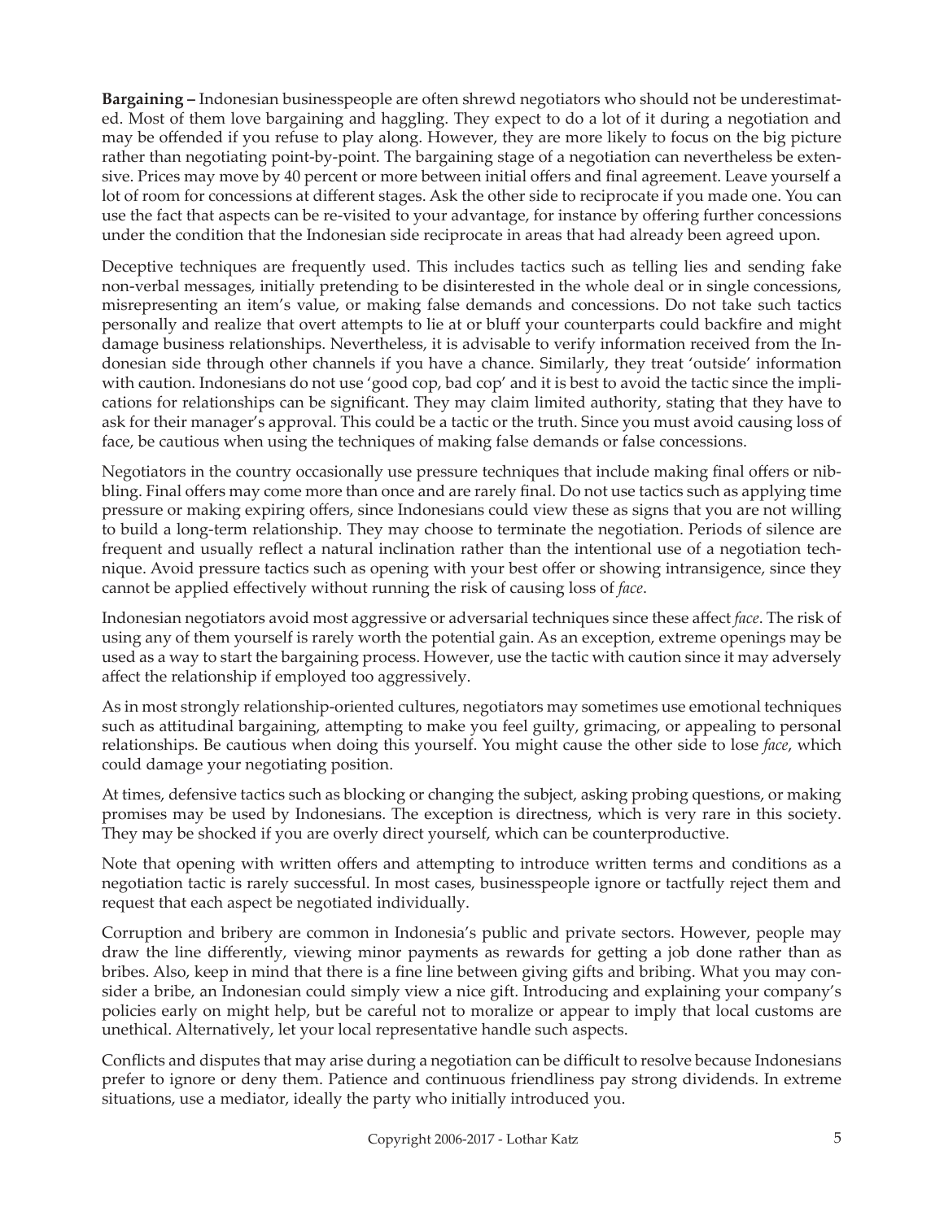**Bargaining –** Indonesian businesspeople are often shrewd negotiators who should not be underestimated. Most of them love bargaining and haggling. They expect to do a lot of it during a negotiation and may be offended if you refuse to play along. However, they are more likely to focus on the big picture rather than negotiating point-by-point. The bargaining stage of a negotiation can nevertheless be extensive. Prices may move by 40 percent or more between initial offers and final agreement. Leave yourself a lot of room for concessions at different stages. Ask the other side to reciprocate if you made one. You can use the fact that aspects can be re-visited to your advantage, for instance by offering further concessions under the condition that the Indonesian side reciprocate in areas that had already been agreed upon.

Deceptive techniques are frequently used. This includes tactics such as telling lies and sending fake non-verbal messages, initially pretending to be disinterested in the whole deal or in single concessions, misrepresenting an item's value, or making false demands and concessions. Do not take such tactics personally and realize that overt attempts to lie at or bluff your counterparts could backfire and might damage business relationships. Nevertheless, it is advisable to verify information received from the Indonesian side through other channels if you have a chance. Similarly, they treat 'outside' information with caution. Indonesians do not use 'good cop, bad cop' and it is best to avoid the tactic since the implications for relationships can be significant. They may claim limited authority, stating that they have to ask for their manager's approval. This could be a tactic or the truth. Since you must avoid causing loss of face, be cautious when using the techniques of making false demands or false concessions.

Negotiators in the country occasionally use pressure techniques that include making final offers or nibbling. Final offers may come more than once and are rarely final. Do not use tactics such as applying time pressure or making expiring offers, since Indonesians could view these as signs that you are not willing to build a long-term relationship. They may choose to terminate the negotiation. Periods of silence are frequent and usually reflect a natural inclination rather than the intentional use of a negotiation technique. Avoid pressure tactics such as opening with your best offer or showing intransigence, since they cannot be applied effectively without running the risk of causing loss of *face*.

Indonesian negotiators avoid most aggressive or adversarial techniques since these affect *face*. The risk of using any of them yourself is rarely worth the potential gain. As an exception, extreme openings may be used as a way to start the bargaining process. However, use the tactic with caution since it may adversely affect the relationship if employed too aggressively.

As in most strongly relationship-oriented cultures, negotiators may sometimes use emotional techniques such as attitudinal bargaining, attempting to make you feel guilty, grimacing, or appealing to personal relationships. Be cautious when doing this yourself. You might cause the other side to lose *face*, which could damage your negotiating position.

At times, defensive tactics such as blocking or changing the subject, asking probing questions, or making promises may be used by Indonesians. The exception is directness, which is very rare in this society. They may be shocked if you are overly direct yourself, which can be counterproductive.

Note that opening with written offers and attempting to introduce written terms and conditions as a negotiation tactic is rarely successful. In most cases, businesspeople ignore or tactfully reject them and request that each aspect be negotiated individually.

Corruption and bribery are common in Indonesia's public and private sectors. However, people may draw the line differently, viewing minor payments as rewards for getting a job done rather than as bribes. Also, keep in mind that there is a fine line between giving gifts and bribing. What you may consider a bribe, an Indonesian could simply view a nice gift. Introducing and explaining your company's policies early on might help, but be careful not to moralize or appear to imply that local customs are unethical. Alternatively, let your local representative handle such aspects.

Conflicts and disputes that may arise during a negotiation can be difficult to resolve because Indonesians prefer to ignore or deny them. Patience and continuous friendliness pay strong dividends. In extreme situations, use a mediator, ideally the party who initially introduced you.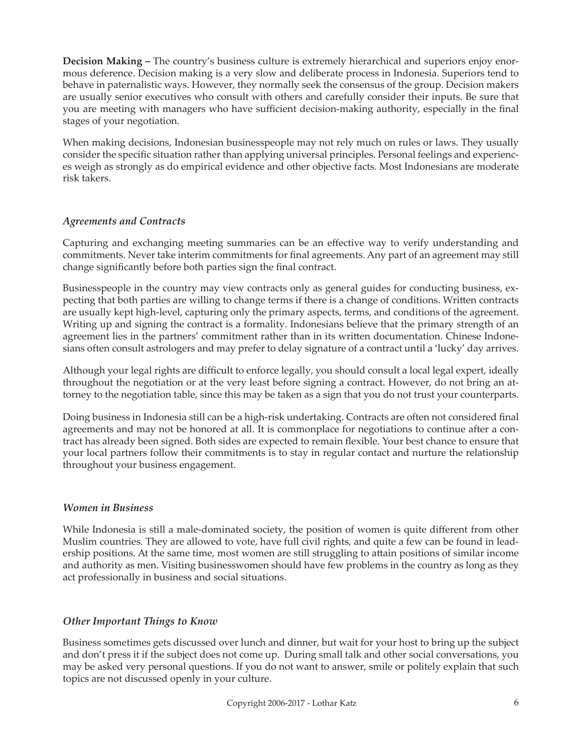**Decision Making –** The country's business culture is extremely hierarchical and superiors enjoy enormous deference. Decision making is a very slow and deliberate process in Indonesia. Superiors tend to behave in paternalistic ways. However, they normally seek the consensus of the group. Decision makers are usually senior executives who consult with others and carefully consider their inputs. Be sure that you are meeting with managers who have sufficient decision-making authority, especially in the final stages of your negotiation.

When making decisions, Indonesian businesspeople may not rely much on rules or laws. They usually consider the specific situation rather than applying universal principles. Personal feelings and experiences weigh as strongly as do empirical evidence and other objective facts. Most Indonesians are moderate risk takers.

### *Agreements and Contracts*

Capturing and exchanging meeting summaries can be an effective way to verify understanding and commitments. Never take interim commitments for final agreements. Any part of an agreement may still change significantly before both parties sign the final contract.

Businesspeople in the country may view contracts only as general guides for conducting business, expecting that both parties are willing to change terms if there is a change of conditions. Written contracts are usually kept high-level, capturing only the primary aspects, terms, and conditions of the agreement. Writing up and signing the contract is a formality. Indonesians believe that the primary strength of an agreement lies in the partners' commitment rather than in its written documentation. Chinese Indonesians often consult astrologers and may prefer to delay signature of a contract until a 'lucky' day arrives.

Although your legal rights are difficult to enforce legally, you should consult a local legal expert, ideally throughout the negotiation or at the very least before signing a contract. However, do not bring an attorney to the negotiation table, since this may be taken as a sign that you do not trust your counterparts.

Doing business in Indonesia still can be a high-risk undertaking. Contracts are often not considered final agreements and may not be honored at all. It is commonplace for negotiations to continue after a contract has already been signed. Both sides are expected to remain flexible. Your best chance to ensure that your local partners follow their commitments is to stay in regular contact and nurture the relationship throughout your business engagement.

### *Women in Business*

While Indonesia is still a male-dominated society, the position of women is quite different from other Muslim countries. They are allowed to vote, have full civil rights, and quite a few can be found in leadership positions. At the same time, most women are still struggling to attain positions of similar income and authority as men. Visiting businesswomen should have few problems in the country as long as they act professionally in business and social situations.

### *Other Important Things to Know*

Business sometimes gets discussed over lunch and dinner, but wait for your host to bring up the subject and don't press it if the subject does not come up. During small talk and other social conversations, you may be asked very personal questions. If you do not want to answer, smile or politely explain that such topics are not discussed openly in your culture.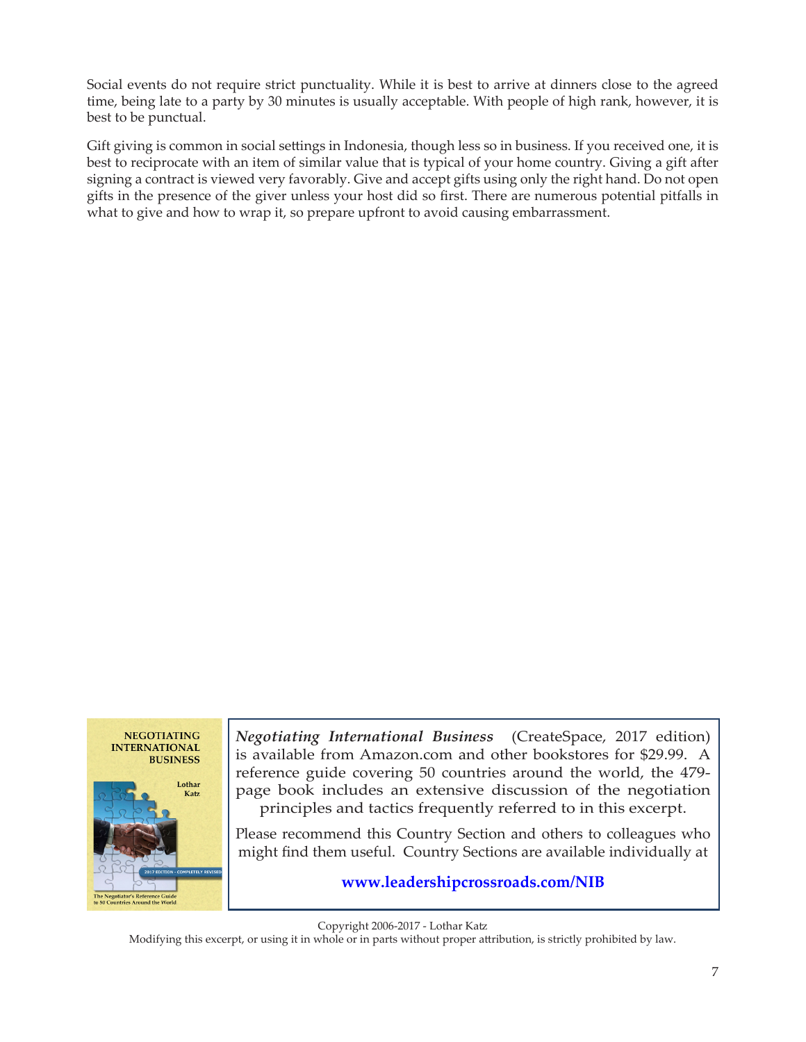Social events do not require strict punctuality. While it is best to arrive at dinners close to the agreed time, being late to a party by 30 minutes is usually acceptable. With people of high rank, however, it is best to be punctual.

Gift giving is common in social settings in Indonesia, though less so in business. If you received one, it is best to reciprocate with an item of similar value that is typical of your home country. Giving a gift after signing a contract is viewed very favorably. Give and accept gifts using only the right hand. Do not open gifts in the presence of the giver unless your host did so first. There are numerous potential pitfalls in what to give and how to wrap it, so prepare upfront to avoid causing embarrassment.

NEGOTIATING INTERNATIONAL BUSINESS

Lothar Katz

2017 EDITION - COMPLETELY REVISED

The Negotiator's Reference Guide to 50 Countries Around the World

***Negotiating International Business*** (CreateSpace, 2017 edition) is available from Amazon.com and other bookstores for $29.99. A reference guide covering 50 countries around the world, the 479-page book includes an extensive discussion of the negotiation principles and tactics frequently referred to in this excerpt.

Please recommend this Country Section and others to colleagues who might find them useful. Country Sections are available individually at

**www.leadershipcrossroads.com/NIB**

Copyright 2006-2017 - Lothar Katz

Modifying this excerpt, or using it in whole or in parts without proper attribution, is strictly prohibited by law.